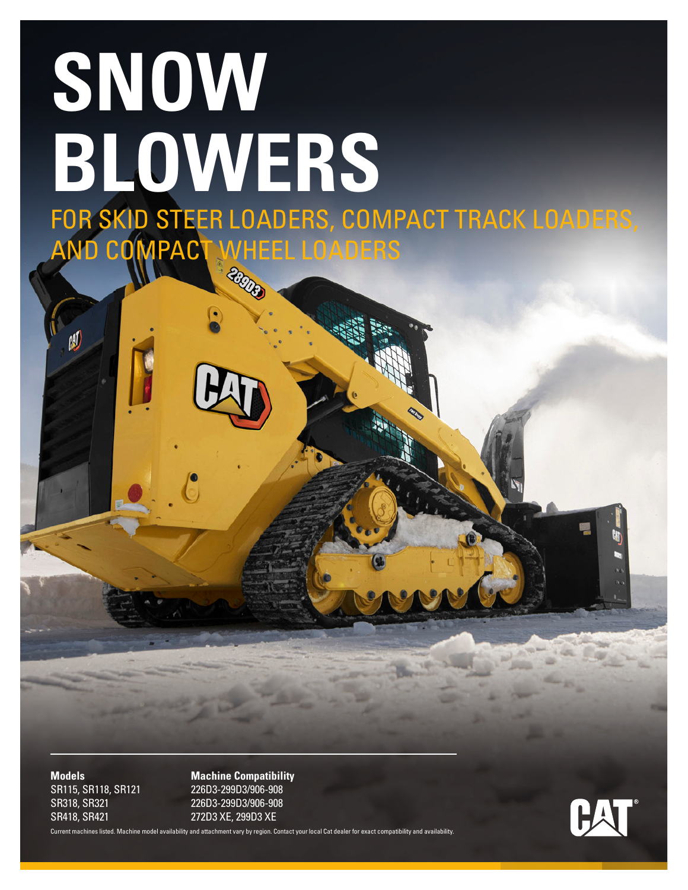# SNOW BLOWERS

## FOR SKID STEER LOADERS, COMPACT TRACK LOADERS, AND COMPACT WHEEL LOADERS

| Models | Machine Compatibility |
|---|---|
| SR115, SR118, SR121 | 226D3-299D3/906-908 |
| SR318, SR321 | 226D3-299D3/906-908 |
| SR418, SR421 | 272D3 XE, 299D3 XE |

Current machines listed. Machine model availability and attachment vary by region. Contact your local Cat dealer for exact compatibility and availability.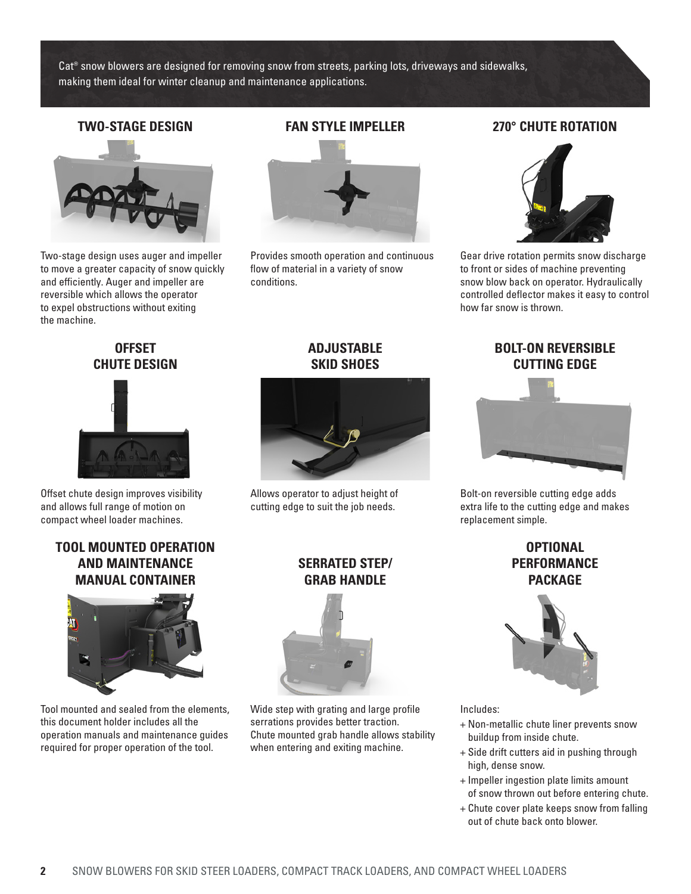Cat® snow blowers are designed for removing snow from streets, parking lots, driveways and sidewalks, making them ideal for winter cleanup and maintenance applications.

## TWO-STAGE DESIGN

Two-stage design uses auger and impeller to move a greater capacity of snow quickly and efficiently. Auger and impeller are reversible which allows the operator to expel obstructions without exiting the machine.

## FAN STYLE IMPELLER

Provides smooth operation and continuous flow of material in a variety of snow conditions.

## 270° CHUTE ROTATION

Gear drive rotation permits snow discharge to front or sides of machine preventing snow blow back on operator. Hydraulically controlled deflector makes it easy to control how far snow is thrown.

## OFFSET CHUTE DESIGN

Offset chute design improves visibility and allows full range of motion on compact wheel loader machines.

## ADJUSTABLE SKID SHOES

Allows operator to adjust height of cutting edge to suit the job needs.

## BOLT-ON REVERSIBLE CUTTING EDGE

Bolt-on reversible cutting edge adds extra life to the cutting edge and makes replacement simple.

## TOOL MOUNTED OPERATION AND MAINTENANCE MANUAL CONTAINER

Tool mounted and sealed from the elements, this document holder includes all the operation manuals and maintenance guides required for proper operation of the tool.

## SERRATED STEP/ GRAB HANDLE

Wide step with grating and large profile serrations provides better traction. Chute mounted grab handle allows stability when entering and exiting machine.

## OPTIONAL PERFORMANCE PACKAGE

Includes:

+ Non-metallic chute liner prevents snow buildup from inside chute.
+ Side drift cutters aid in pushing through high, dense snow.
+ Impeller ingestion plate limits amount of snow thrown out before entering chute.
+ Chute cover plate keeps snow from falling out of chute back onto blower.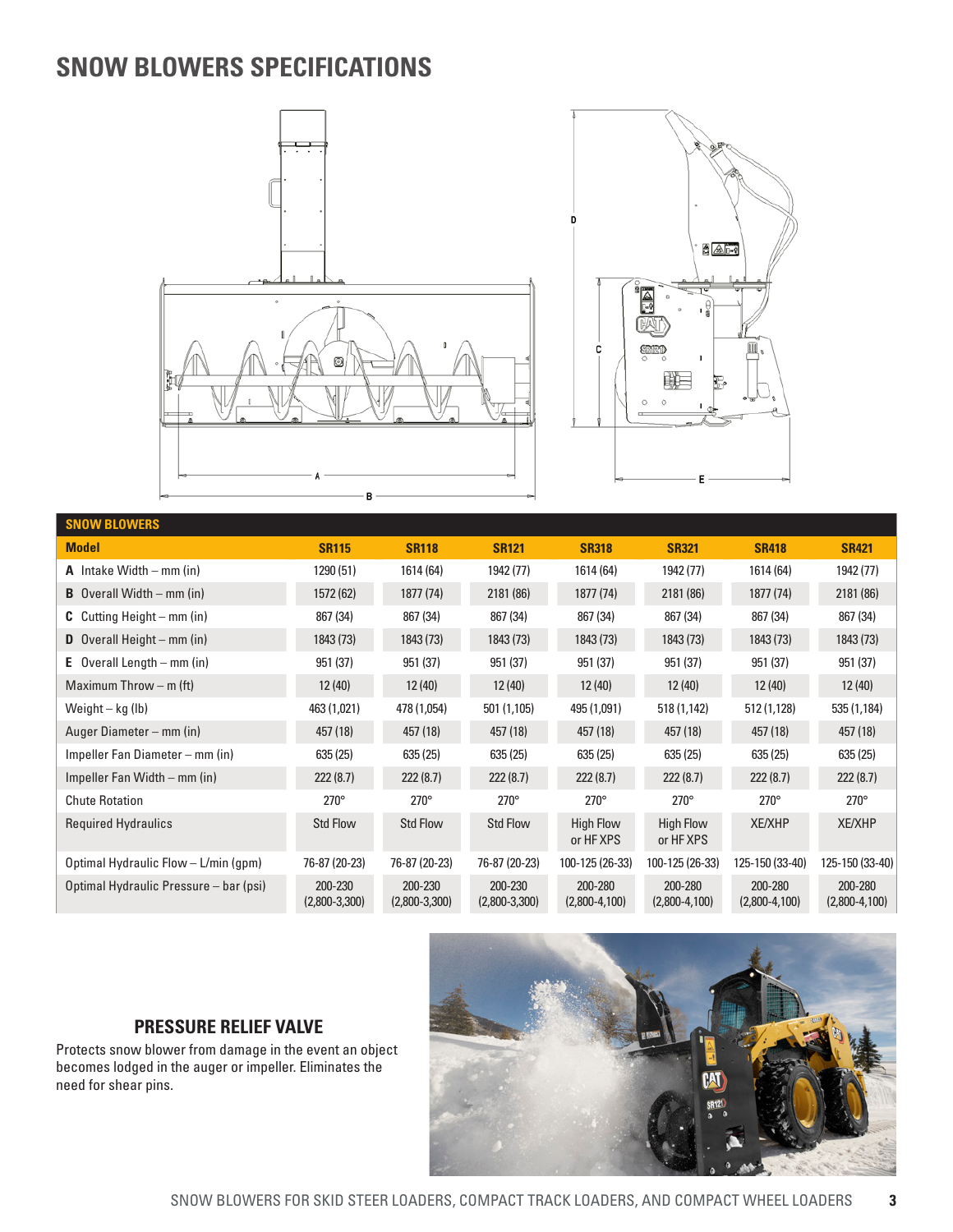# SNOW BLOWERS SPECIFICATIONS

| SNOW BLOWERS | | | | | | | |
|---|---|---|---|---|---|---|---|
| **Model** | **SR115** | **SR118** | **SR121** | **SR318** | **SR321** | **SR418** | **SR421** |
| **A** Intake Width – mm (in) | 1290 (51) | 1614 (64) | 1942 (77) | 1614 (64) | 1942 (77) | 1614 (64) | 1942 (77) |
| **B** Overall Width – mm (in) | 1572 (62) | 1877 (74) | 2181 (86) | 1877 (74) | 2181 (86) | 1877 (74) | 2181 (86) |
| **C** Cutting Height – mm (in) | 867 (34) | 867 (34) | 867 (34) | 867 (34) | 867 (34) | 867 (34) | 867 (34) |
| **D** Overall Height – mm (in) | 1843 (73) | 1843 (73) | 1843 (73) | 1843 (73) | 1843 (73) | 1843 (73) | 1843 (73) |
| **E** Overall Length – mm (in) | 951 (37) | 951 (37) | 951 (37) | 951 (37) | 951 (37) | 951 (37) | 951 (37) |
| Maximum Throw – m (ft) | 12 (40) | 12 (40) | 12 (40) | 12 (40) | 12 (40) | 12 (40) | 12 (40) |
| Weight – kg (lb) | 463 (1,021) | 478 (1,054) | 501 (1,105) | 495 (1,091) | 518 (1,142) | 512 (1,128) | 535 (1,184) |
| Auger Diameter – mm (in) | 457 (18) | 457 (18) | 457 (18) | 457 (18) | 457 (18) | 457 (18) | 457 (18) |
| Impeller Fan Diameter – mm (in) | 635 (25) | 635 (25) | 635 (25) | 635 (25) | 635 (25) | 635 (25) | 635 (25) |
| Impeller Fan Width – mm (in) | 222 (8.7) | 222 (8.7) | 222 (8.7) | 222 (8.7) | 222 (8.7) | 222 (8.7) | 222 (8.7) |
| Chute Rotation | 270° | 270° | 270° | 270° | 270° | 270° | 270° |
| Required Hydraulics | Std Flow | Std Flow | Std Flow | High Flow or HF XPS | High Flow or HF XPS | XE/XHP | XE/XHP |
| Optimal Hydraulic Flow – L/min (gpm) | 76-87 (20-23) | 76-87 (20-23) | 76-87 (20-23) | 100-125 (26-33) | 100-125 (26-33) | 125-150 (33-40) | 125-150 (33-40) |
| Optimal Hydraulic Pressure – bar (psi) | 200-230 (2,800-3,300) | 200-230 (2,800-3,300) | 200-230 (2,800-3,300) | 200-280 (2,800-4,100) | 200-280 (2,800-4,100) | 200-280 (2,800-4,100) | 200-280 (2,800-4,100) |

## PRESSURE RELIEF VALVE

Protects snow blower from damage in the event an object becomes lodged in the auger or impeller. Eliminates the need for shear pins.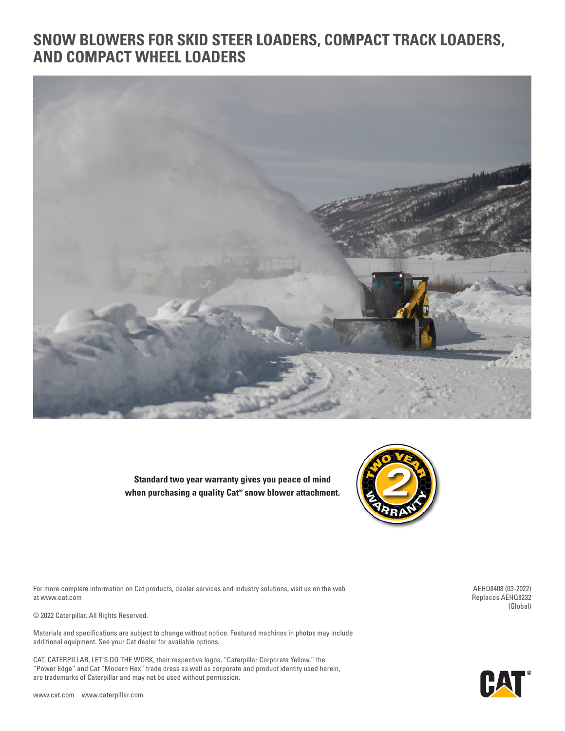# SNOW BLOWERS FOR SKID STEER LOADERS, COMPACT TRACK LOADERS, AND COMPACT WHEEL LOADERS

**Standard two year warranty gives you peace of mind when purchasing a quality Cat® snow blower attachment.**

For more complete information on Cat products, dealer services and industry solutions, visit us on the web at www.cat.com

© 2022 Caterpillar. All Rights Reserved.

Materials and specifications are subject to change without notice. Featured machines in photos may include additional equipment. See your Cat dealer for available options.

CAT, CATERPILLAR, LET'S DO THE WORK, their respective logos, "Caterpillar Corporate Yellow," the "Power Edge" and Cat "Modern Hex" trade dress as well as corporate and product identity used herein, are trademarks of Caterpillar and may not be used without permission.

www.cat.com www.caterpillar.com

AEHQ8408 (03-2022)
Replaces AEHQ8232
(Global)